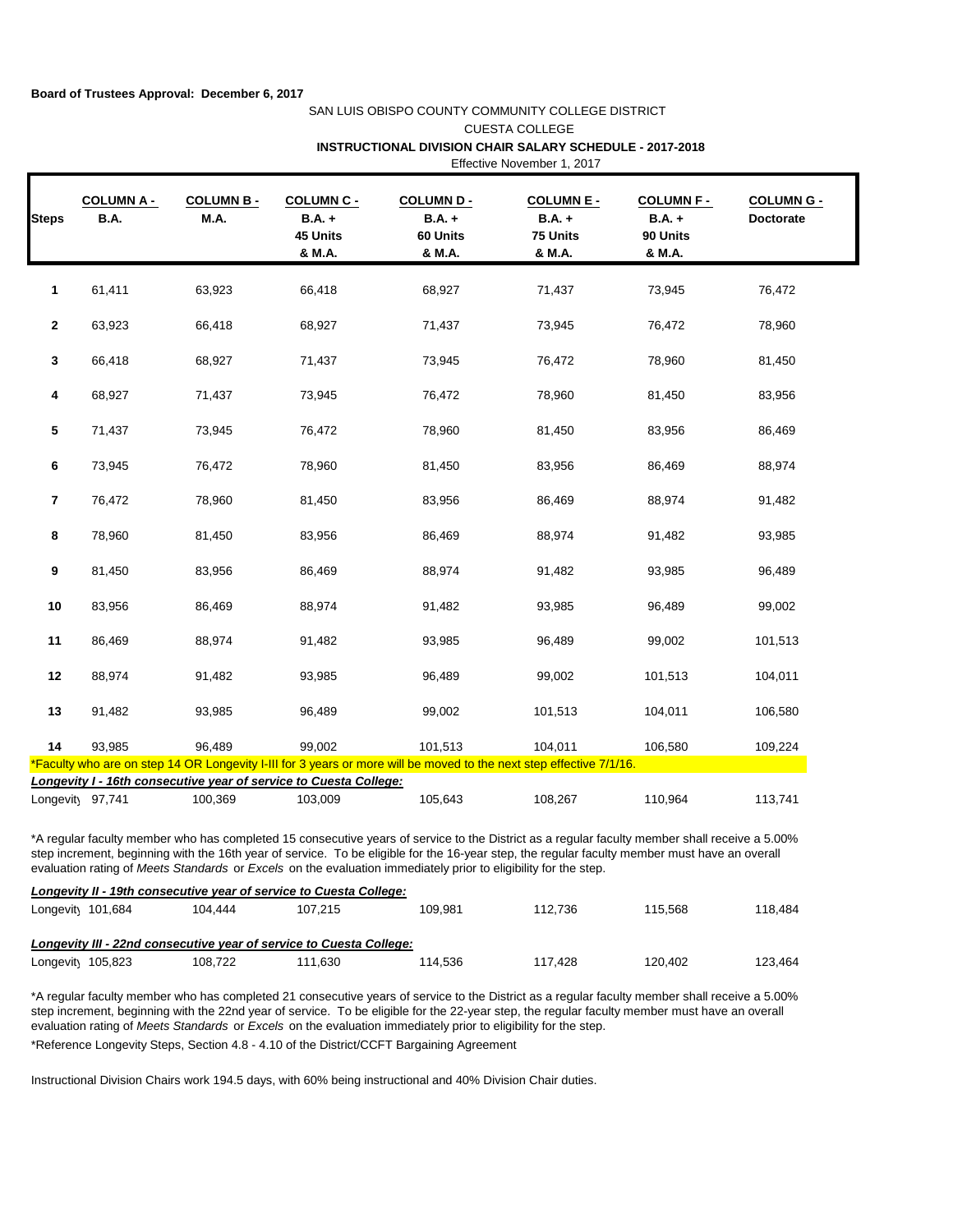**Board of Trustees Approval: December 6, 2017**

SAN LUIS OBISPO COUNTY COMMUNITY COLLEGE DISTRICT

CUESTA COLLEGE

**INSTRUCTIONAL DIVISION CHAIR SALARY SCHEDULE - 2017-2018**

Effective November 1, 2017

| Steps | COLUMN A - B.A. | COLUMN B - M.A. | COLUMN C - B.A. + 45 Units & M.A. | COLUMN D - B.A. + 60 Units & M.A. | COLUMN E - B.A. + 75 Units & M.A. | COLUMN F - B.A. + 90 Units & M.A. | COLUMN G - Doctorate |
|---|---|---|---|---|---|---|---|
| 1 | 61,411 | 63,923 | 66,418 | 68,927 | 71,437 | 73,945 | 76,472 |
| 2 | 63,923 | 66,418 | 68,927 | 71,437 | 73,945 | 76,472 | 78,960 |
| 3 | 66,418 | 68,927 | 71,437 | 73,945 | 76,472 | 78,960 | 81,450 |
| 4 | 68,927 | 71,437 | 73,945 | 76,472 | 78,960 | 81,450 | 83,956 |
| 5 | 71,437 | 73,945 | 76,472 | 78,960 | 81,450 | 83,956 | 86,469 |
| 6 | 73,945 | 76,472 | 78,960 | 81,450 | 83,956 | 86,469 | 88,974 |
| 7 | 76,472 | 78,960 | 81,450 | 83,956 | 86,469 | 88,974 | 91,482 |
| 8 | 78,960 | 81,450 | 83,956 | 86,469 | 88,974 | 91,482 | 93,985 |
| 9 | 81,450 | 83,956 | 86,469 | 88,974 | 91,482 | 93,985 | 96,489 |
| 10 | 83,956 | 86,469 | 88,974 | 91,482 | 93,985 | 96,489 | 99,002 |
| 11 | 86,469 | 88,974 | 91,482 | 93,985 | 96,489 | 99,002 | 101,513 |
| 12 | 88,974 | 91,482 | 93,985 | 96,489 | 99,002 | 101,513 | 104,011 |
| 13 | 91,482 | 93,985 | 96,489 | 99,002 | 101,513 | 104,011 | 106,580 |
| 14 | 93,985 | 96,489 | 99,002 | 101,513 | 104,011 | 106,580 | 109,224 |

*Faculty who are on step 14 OR Longevity I-III for 3 years or more will be moved to the next step effective 7/1/16.

***Longevity I - 16th consecutive year of service to Cuesta College:***

| | | | | | | | |
|---|---|---|---|---|---|---|---|
| Longevity | 97,741 | 100,369 | 103,009 | 105,643 | 108,267 | 110,964 | 113,741 |

*A regular faculty member who has completed 15 consecutive years of service to the District as a regular faculty member shall receive a 5.00% step increment, beginning with the 16th year of service. To be eligible for the 16-year step, the regular faculty member must have an overall evaluation rating of *Meets Standards* or *Excels* on the evaluation immediately prior to eligibility for the step.

***Longevity II - 19th consecutive year of service to Cuesta College:***

| | | | | | | | |
|---|---|---|---|---|---|---|---|
| Longevity | 101,684 | 104,444 | 107,215 | 109,981 | 112,736 | 115,568 | 118,484 |

***Longevity III - 22nd consecutive year of service to Cuesta College:***

| | | | | | | | |
|---|---|---|---|---|---|---|---|
| Longevity | 105,823 | 108,722 | 111,630 | 114,536 | 117,428 | 120,402 | 123,464 |

*A regular faculty member who has completed 21 consecutive years of service to the District as a regular faculty member shall receive a 5.00% step increment, beginning with the 22nd year of service. To be eligible for the 22-year step, the regular faculty member must have an overall evaluation rating of *Meets Standards* or *Excels* on the evaluation immediately prior to eligibility for the step.

*Reference Longevity Steps, Section 4.8 - 4.10 of the District/CCFT Bargaining Agreement

Instructional Division Chairs work 194.5 days, with 60% being instructional and 40% Division Chair duties.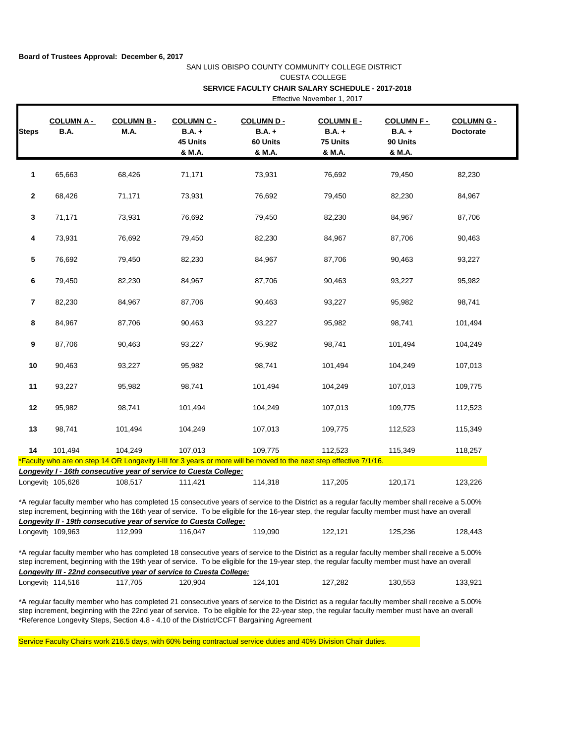**Board of Trustees Approval: December 6, 2017**

SAN LUIS OBISPO COUNTY COMMUNITY COLLEGE DISTRICT

CUESTA COLLEGE

**SERVICE FACULTY CHAIR SALARY SCHEDULE - 2017-2018**

Effective November 1, 2017

| Steps | COLUMN A - B.A. | COLUMN B - M.A. | COLUMN C - B.A. + 45 Units & M.A. | COLUMN D - B.A. + 60 Units & M.A. | COLUMN E - B.A. + 75 Units & M.A. | COLUMN F - B.A. + 90 Units & M.A. | COLUMN G - Doctorate |
|---|---|---|---|---|---|---|---|
| 1 | 65,663 | 68,426 | 71,171 | 73,931 | 76,692 | 79,450 | 82,230 |
| 2 | 68,426 | 71,171 | 73,931 | 76,692 | 79,450 | 82,230 | 84,967 |
| 3 | 71,171 | 73,931 | 76,692 | 79,450 | 82,230 | 84,967 | 87,706 |
| 4 | 73,931 | 76,692 | 79,450 | 82,230 | 84,967 | 87,706 | 90,463 |
| 5 | 76,692 | 79,450 | 82,230 | 84,967 | 87,706 | 90,463 | 93,227 |
| 6 | 79,450 | 82,230 | 84,967 | 87,706 | 90,463 | 93,227 | 95,982 |
| 7 | 82,230 | 84,967 | 87,706 | 90,463 | 93,227 | 95,982 | 98,741 |
| 8 | 84,967 | 87,706 | 90,463 | 93,227 | 95,982 | 98,741 | 101,494 |
| 9 | 87,706 | 90,463 | 93,227 | 95,982 | 98,741 | 101,494 | 104,249 |
| 10 | 90,463 | 93,227 | 95,982 | 98,741 | 101,494 | 104,249 | 107,013 |
| 11 | 93,227 | 95,982 | 98,741 | 101,494 | 104,249 | 107,013 | 109,775 |
| 12 | 95,982 | 98,741 | 101,494 | 104,249 | 107,013 | 109,775 | 112,523 |
| 13 | 98,741 | 101,494 | 104,249 | 107,013 | 109,775 | 112,523 | 115,349 |
| 14 | 101,494 | 104,249 | 107,013 | 109,775 | 112,523 | 115,349 | 118,257 |

*Faculty who are on step 14 OR Longevity I-III for 3 years or more will be moved to the next step effective 7/1/16.

***Longevity I - 16th consecutive year of service to Cuesta College:***

| Longevity | 105,626 | 108,517 | 111,421 | 114,318 | 117,205 | 120,171 | 123,226 |
|---|---|---|---|---|---|---|---|

*A regular faculty member who has completed 15 consecutive years of service to the District as a regular faculty member shall receive a 5.00% step increment, beginning with the 16th year of service. To be eligible for the 16-year step, the regular faculty member must have an overall

***Longevity II - 19th consecutive year of service to Cuesta College:***

| Longevity | 109,963 | 112,999 | 116,047 | 119,090 | 122,121 | 125,236 | 128,443 |
|---|---|---|---|---|---|---|---|

*A regular faculty member who has completed 18 consecutive years of service to the District as a regular faculty member shall receive a 5.00% step increment, beginning with the 19th year of service. To be eligible for the 19-year step, the regular faculty member must have an overall

***Longevity III - 22nd consecutive year of service to Cuesta College:***

| Longevity | 114,516 | 117,705 | 120,904 | 124,101 | 127,282 | 130,553 | 133,921 |
|---|---|---|---|---|---|---|---|

*A regular faculty member who has completed 21 consecutive years of service to the District as a regular faculty member shall receive a 5.00% step increment, beginning with the 22nd year of service. To be eligible for the 22-year step, the regular faculty member must have an overall

*Reference Longevity Steps, Section 4.8 - 4.10 of the District/CCFT Bargaining Agreement

Service Faculty Chairs work 216.5 days, with 60% being contractual service duties and 40% Division Chair duties.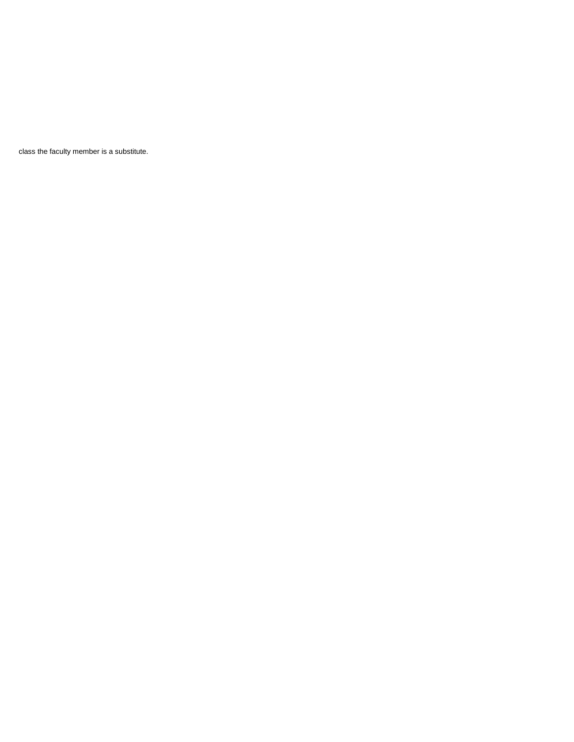class the faculty member is a substitute.